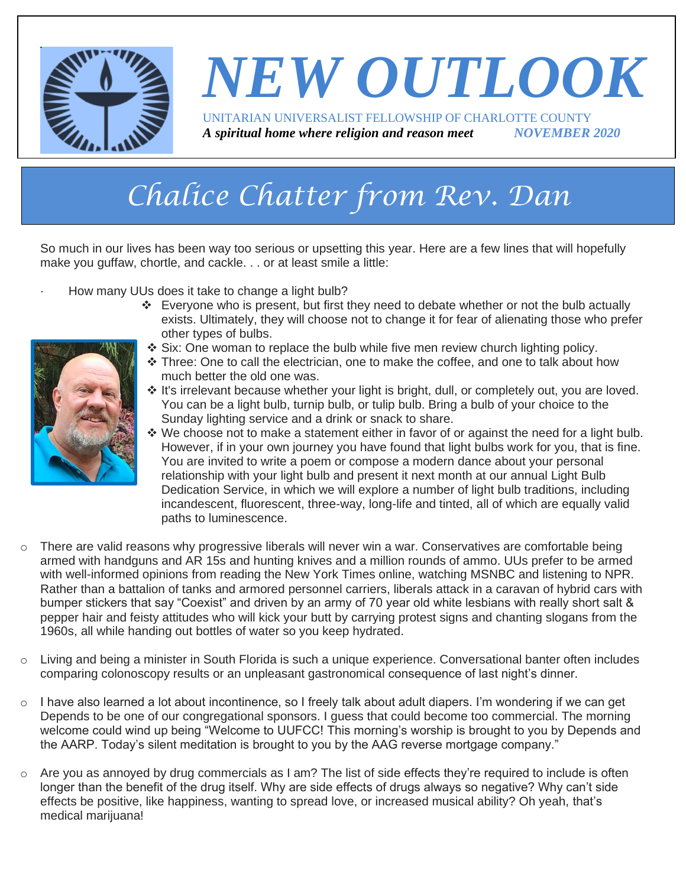# NEW OUTLOOK

UNITARIAN UNIVERSALIST FELLOWSHIP OF CHARLOTTE COUNTY

***A spiritual home where religion and reason meet*** ***NOVEMBER 2020***

## Chalice Chatter from Rev. Dan

So much in our lives has been way too serious or upsetting this year. Here are a few lines that will hopefully make you guffaw, chortle, and cackle. . . or at least smile a little:

- How many UUs does it take to change a light bulb?
  - Everyone who is present, but first they need to debate whether or not the bulb actually exists. Ultimately, they will choose not to change it for fear of alienating those who prefer other types of bulbs.
  - Six: One woman to replace the bulb while five men review church lighting policy.
  - Three: One to call the electrician, one to make the coffee, and one to talk about how much better the old one was.
  - It's irrelevant because whether your light is bright, dull, or completely out, you are loved. You can be a light bulb, turnip bulb, or tulip bulb. Bring a bulb of your choice to the Sunday lighting service and a drink or snack to share.
  - We choose not to make a statement either in favor of or against the need for a light bulb. However, if in your own journey you have found that light bulbs work for you, that is fine. You are invited to write a poem or compose a modern dance about your personal relationship with your light bulb and present it next month at our annual Light Bulb Dedication Service, in which we will explore a number of light bulb traditions, including incandescent, fluorescent, three-way, long-life and tinted, all of which are equally valid paths to luminescence.

- There are valid reasons why progressive liberals will never win a war. Conservatives are comfortable being armed with handguns and AR 15s and hunting knives and a million rounds of ammo. UUs prefer to be armed with well-informed opinions from reading the New York Times online, watching MSNBC and listening to NPR. Rather than a battalion of tanks and armored personnel carriers, liberals attack in a caravan of hybrid cars with bumper stickers that say "Coexist" and driven by an army of 70 year old white lesbians with really short salt & pepper hair and feisty attitudes who will kick your butt by carrying protest signs and chanting slogans from the 1960s, all while handing out bottles of water so you keep hydrated.

- Living and being a minister in South Florida is such a unique experience. Conversational banter often includes comparing colonoscopy results or an unpleasant gastronomical consequence of last night's dinner.

- I have also learned a lot about incontinence, so I freely talk about adult diapers. I'm wondering if we can get Depends to be one of our congregational sponsors. I guess that could become too commercial. The morning welcome could wind up being "Welcome to UUFCC! This morning's worship is brought to you by Depends and the AARP. Today's silent meditation is brought to you by the AAG reverse mortgage company."

- Are you as annoyed by drug commercials as I am? The list of side effects they're required to include is often longer than the benefit of the drug itself. Why are side effects of drugs always so negative? Why can't side effects be positive, like happiness, wanting to spread love, or increased musical ability? Oh yeah, that's medical marijuana!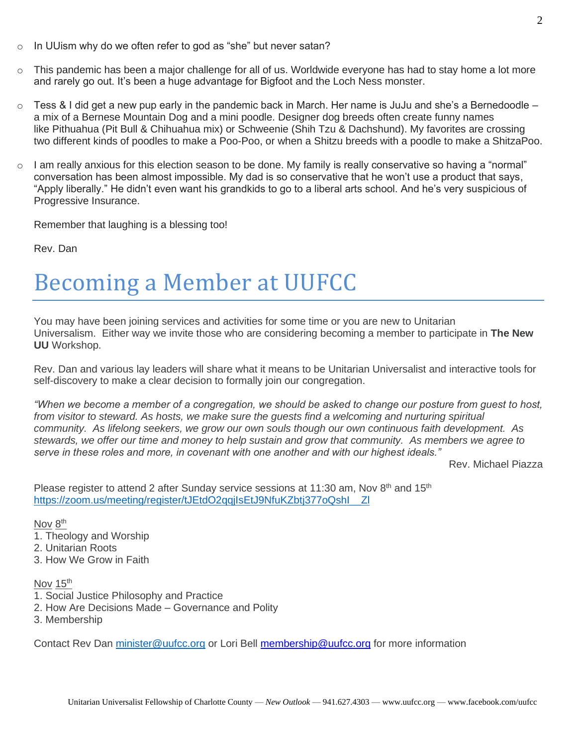- In UUism why do we often refer to god as "she" but never satan?
- This pandemic has been a major challenge for all of us. Worldwide everyone has had to stay home a lot more and rarely go out. It's been a huge advantage for Bigfoot and the Loch Ness monster.
- Tess & I did get a new pup early in the pandemic back in March. Her name is JuJu and she's a Bernedoodle – a mix of a Bernese Mountain Dog and a mini poodle. Designer dog breeds often create funny names like Pithuahua (Pit Bull & Chihuahua mix) or Schweenie (Shih Tzu & Dachshund). My favorites are crossing two different kinds of poodles to make a Poo-Poo, or when a Shitzu breeds with a poodle to make a ShitzaPoo.
- I am really anxious for this election season to be done. My family is really conservative so having a "normal" conversation has been almost impossible. My dad is so conservative that he won't use a product that says, "Apply liberally." He didn't even want his grandkids to go to a liberal arts school. And he's very suspicious of Progressive Insurance.

Remember that laughing is a blessing too!

Rev. Dan

# Becoming a Member at UUFCC

You may have been joining services and activities for some time or you are new to Unitarian Universalism. Either way we invite those who are considering becoming a member to participate in **The New UU** Workshop.

Rev. Dan and various lay leaders will share what it means to be Unitarian Universalist and interactive tools for self-discovery to make a clear decision to formally join our congregation.

*"When we become a member of a congregation, we should be asked to change our posture from guest to host, from visitor to steward. As hosts, we make sure the guests find a welcoming and nurturing spiritual community. As lifelong seekers, we grow our own souls though our own continuous faith development. As stewards, we offer our time and money to help sustain and grow that community. As members we agree to serve in these roles and more, in covenant with one another and with our highest ideals."*

Rev. Michael Piazza

Please register to attend 2 after Sunday service sessions at 11:30 am, Nov 8th and 15th
https://zoom.us/meeting/register/tJEtdO2qqjIsEtJ9NfuKZbtj377oQshI__ZI

Nov 8th

1. Theology and Worship
2. Unitarian Roots
3. How We Grow in Faith

Nov 15th

1. Social Justice Philosophy and Practice
2. How Are Decisions Made – Governance and Polity
3. Membership

Contact Rev Dan minister@uufcc.org or Lori Bell membership@uufcc.org for more information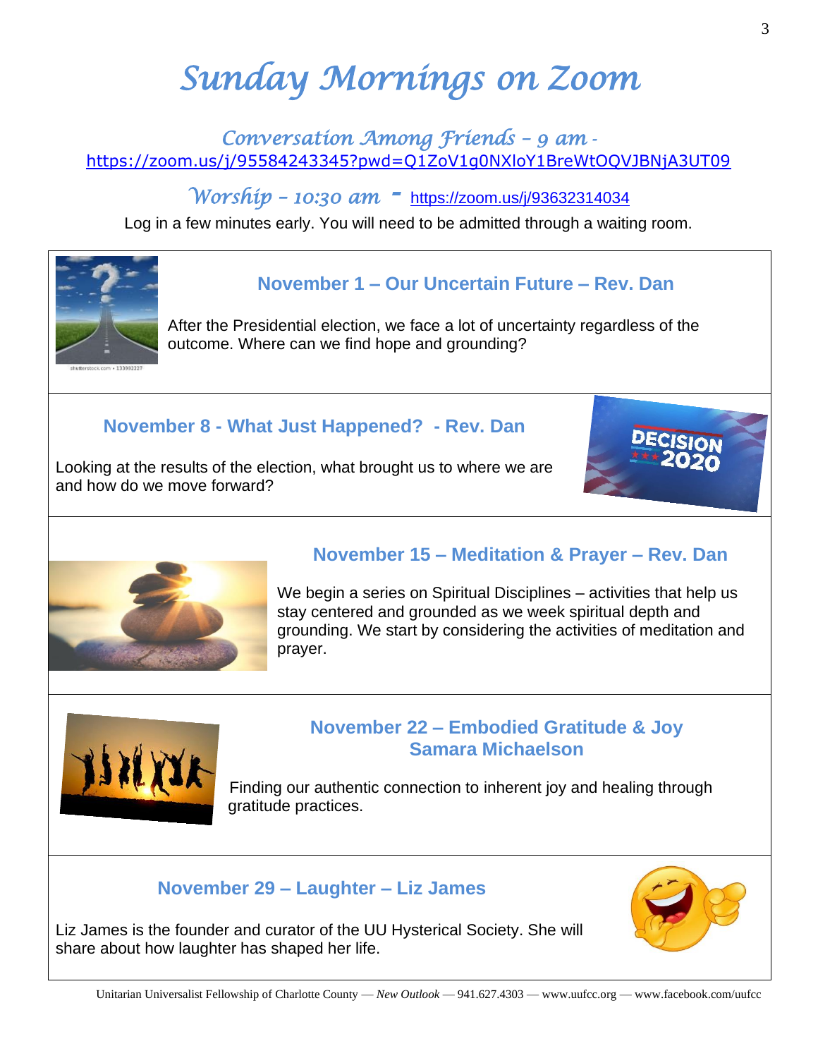# Sunday Mornings on Zoom

### Conversation Among Friends – 9 am - https://zoom.us/j/95584243345?pwd=Q1ZoV1g0NXloY1BreWtOQVJBNjA3UT09

### Worship – 10:30 am - https://zoom.us/j/93632314034

Log in a few minutes early. You will need to be admitted through a waiting room.

### November 1 – Our Uncertain Future – Rev. Dan

After the Presidential election, we face a lot of uncertainty regardless of the outcome. Where can we find hope and grounding?

### November 8 - What Just Happened? - Rev. Dan

Looking at the results of the election, what brought us to where we are and how do we move forward?

### November 15 – Meditation & Prayer – Rev. Dan

We begin a series on Spiritual Disciplines – activities that help us stay centered and grounded as we week spiritual depth and grounding. We start by considering the activities of meditation and prayer.

### November 22 – Embodied Gratitude & Joy Samara Michaelson

Finding our authentic connection to inherent joy and healing through gratitude practices.

### November 29 – Laughter – Liz James

Liz James is the founder and curator of the UU Hysterical Society. She will share about how laughter has shaped her life.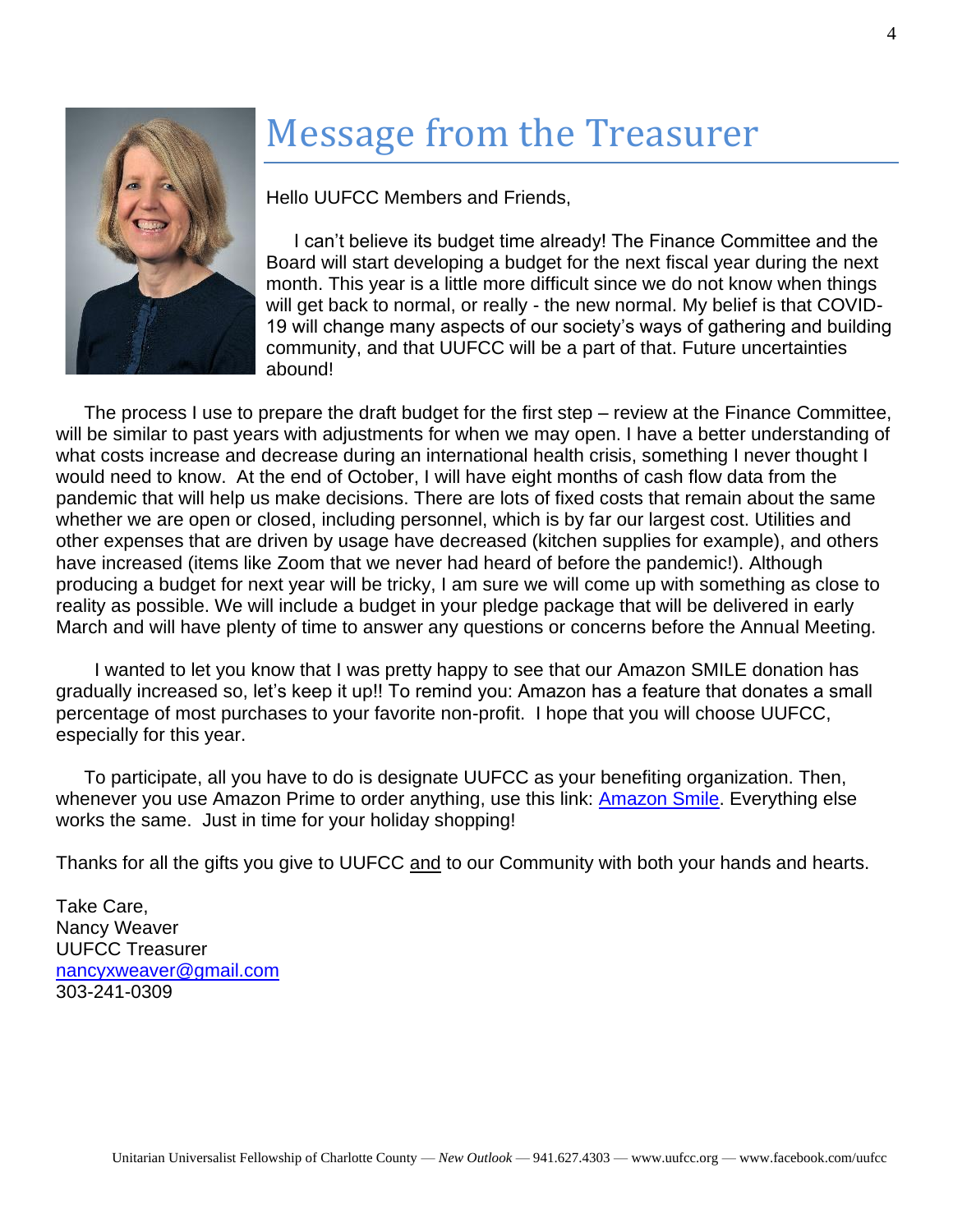# Message from the Treasurer

Hello UUFCC Members and Friends,

I can't believe its budget time already! The Finance Committee and the Board will start developing a budget for the next fiscal year during the next month. This year is a little more difficult since we do not know when things will get back to normal, or really - the new normal. My belief is that COVID-19 will change many aspects of our society's ways of gathering and building community, and that UUFCC will be a part of that. Future uncertainties abound!

The process I use to prepare the draft budget for the first step – review at the Finance Committee, will be similar to past years with adjustments for when we may open. I have a better understanding of what costs increase and decrease during an international health crisis, something I never thought I would need to know. At the end of October, I will have eight months of cash flow data from the pandemic that will help us make decisions. There are lots of fixed costs that remain about the same whether we are open or closed, including personnel, which is by far our largest cost. Utilities and other expenses that are driven by usage have decreased (kitchen supplies for example), and others have increased (items like Zoom that we never had heard of before the pandemic!). Although producing a budget for next year will be tricky, I am sure we will come up with something as close to reality as possible. We will include a budget in your pledge package that will be delivered in early March and will have plenty of time to answer any questions or concerns before the Annual Meeting.

I wanted to let you know that I was pretty happy to see that our Amazon SMILE donation has gradually increased so, let's keep it up!! To remind you: Amazon has a feature that donates a small percentage of most purchases to your favorite non-profit. I hope that you will choose UUFCC, especially for this year.

To participate, all you have to do is designate UUFCC as your benefiting organization. Then, whenever you use Amazon Prime to order anything, use this link: Amazon Smile. Everything else works the same. Just in time for your holiday shopping!

Thanks for all the gifts you give to UUFCC and to our Community with both your hands and hearts.

Take Care,
Nancy Weaver
UUFCC Treasurer
nancyxweaver@gmail.com
303-241-0309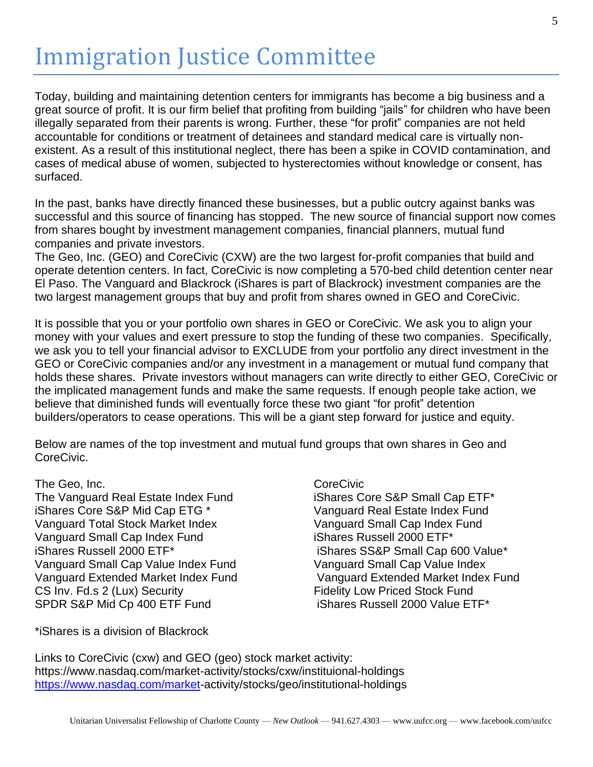# Immigration Justice Committee

Today, building and maintaining detention centers for immigrants has become a big business and a great source of profit. It is our firm belief that profiting from building "jails" for children who have been illegally separated from their parents is wrong. Further, these "for profit" companies are not held accountable for conditions or treatment of detainees and standard medical care is virtually non-existent. As a result of this institutional neglect, there has been a spike in COVID contamination, and cases of medical abuse of women, subjected to hysterectomies without knowledge or consent, has surfaced.

In the past, banks have directly financed these businesses, but a public outcry against banks was successful and this source of financing has stopped. The new source of financial support now comes from shares bought by investment management companies, financial planners, mutual fund companies and private investors.
The Geo, Inc. (GEO) and CoreCivic (CXW) are the two largest for-profit companies that build and operate detention centers. In fact, CoreCivic is now completing a 570-bed child detention center near El Paso. The Vanguard and Blackrock (iShares is part of Blackrock) investment companies are the two largest management groups that buy and profit from shares owned in GEO and CoreCivic.

It is possible that you or your portfolio own shares in GEO or CoreCivic. We ask you to align your money with your values and exert pressure to stop the funding of these two companies. Specifically, we ask you to tell your financial advisor to EXCLUDE from your portfolio any direct investment in the GEO or CoreCivic companies and/or any investment in a management or mutual fund company that holds these shares. Private investors without managers can write directly to either GEO, CoreCivic or the implicated management funds and make the same requests. If enough people take action, we believe that diminished funds will eventually force these two giant "for profit" detention builders/operators to cease operations. This will be a giant step forward for justice and equity.

Below are names of the top investment and mutual fund groups that own shares in Geo and CoreCivic.

The Geo, Inc.
The Vanguard Real Estate Index Fund
iShares Core S&P Mid Cap ETG *
Vanguard Total Stock Market Index
Vanguard Small Cap Index Fund
iShares Russell 2000 ETF*
Vanguard Small Cap Value Index Fund
Vanguard Extended Market Index Fund
CS Inv. Fd.s 2 (Lux) Security
SPDR S&P Mid Cp 400 ETF Fund

CoreCivic
iShares Core S&P Small Cap ETF*
Vanguard Real Estate Index Fund
Vanguard Small Cap Index Fund
iShares Russell 2000 ETF*
iShares SS&P Small Cap 600 Value*
Vanguard Small Cap Value Index
Vanguard Extended Market Index Fund
Fidelity Low Priced Stock Fund
iShares Russell 2000 Value ETF*

*iShares is a division of Blackrock

Links to CoreCivic (cxw) and GEO (geo) stock market activity:
https://www.nasdaq.com/market-activity/stocks/cxw/instituional-holdings
https://www.nasdaq.com/market-activity/stocks/geo/institutional-holdings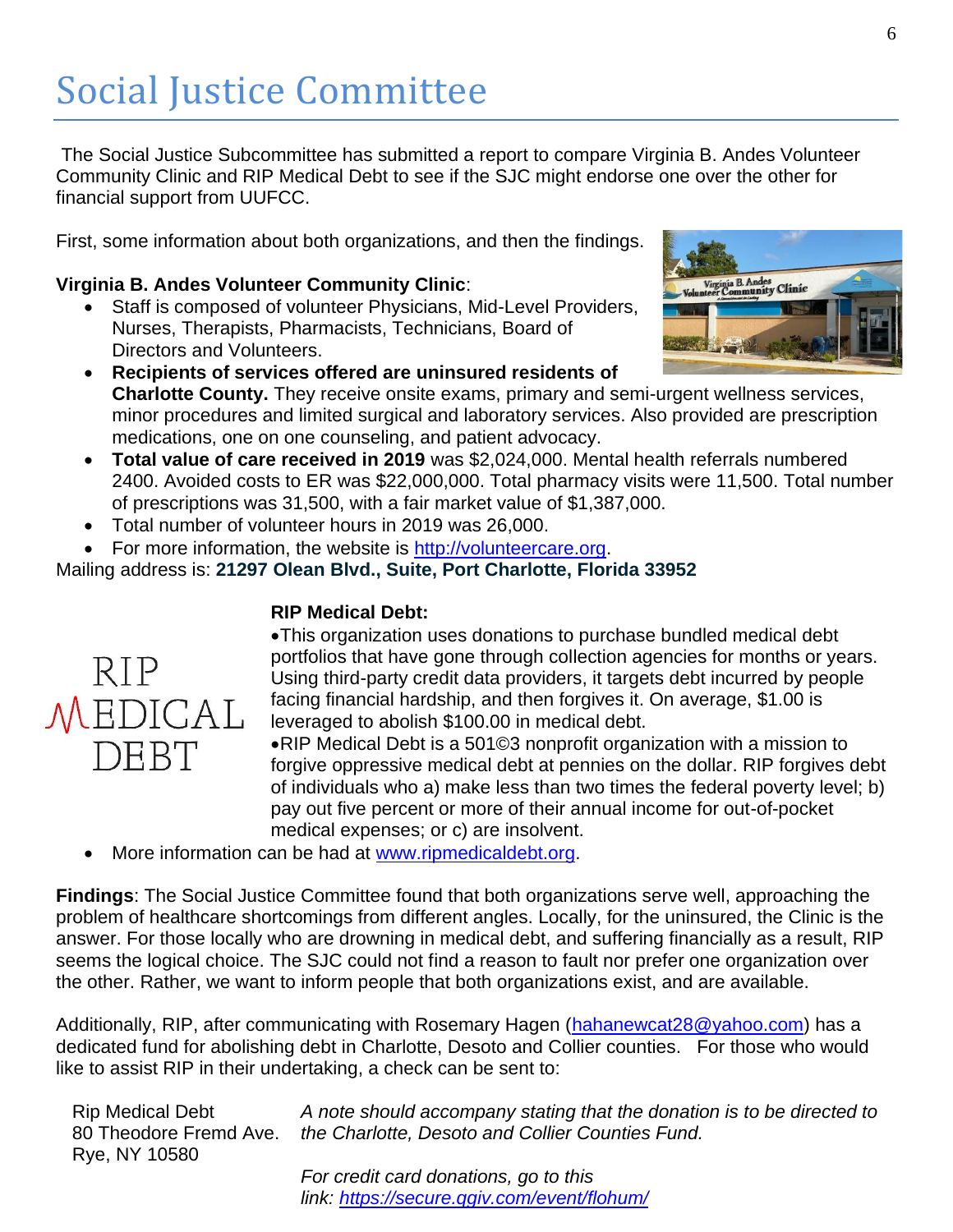# Social Justice Committee

The Social Justice Subcommittee has submitted a report to compare Virginia B. Andes Volunteer Community Clinic and RIP Medical Debt to see if the SJC might endorse one over the other for financial support from UUFCC.

First, some information about both organizations, and then the findings.

**Virginia B. Andes Volunteer Community Clinic**:

- Staff is composed of volunteer Physicians, Mid-Level Providers, Nurses, Therapists, Pharmacists, Technicians, Board of Directors and Volunteers.
- **Recipients of services offered are uninsured residents of Charlotte County.** They receive onsite exams, primary and semi-urgent wellness services, minor procedures and limited surgical and laboratory services. Also provided are prescription medications, one on one counseling, and patient advocacy.
- **Total value of care received in 2019** was $2,024,000. Mental health referrals numbered 2400. Avoided costs to ER was $22,000,000. Total pharmacy visits were 11,500. Total number of prescriptions was 31,500, with a fair market value of $1,387,000.
- Total number of volunteer hours in 2019 was 26,000.
- For more information, the website is http://volunteercare.org.

Mailing address is: **21297 Olean Blvd., Suite, Port Charlotte, Florida 33952**

**RIP Medical Debt:**

- This organization uses donations to purchase bundled medical debt portfolios that have gone through collection agencies for months or years. Using third-party credit data providers, it targets debt incurred by people facing financial hardship, and then forgives it. On average, $1.00 is leveraged to abolish $100.00 in medical debt.
- RIP Medical Debt is a 501©3 nonprofit organization with a mission to forgive oppressive medical debt at pennies on the dollar. RIP forgives debt of individuals who a) make less than two times the federal poverty level; b) pay out five percent or more of their annual income for out-of-pocket medical expenses; or c) are insolvent.
- More information can be had at www.ripmedicaldebt.org.

**Findings**: The Social Justice Committee found that both organizations serve well, approaching the problem of healthcare shortcomings from different angles. Locally, for the uninsured, the Clinic is the answer. For those locally who are drowning in medical debt, and suffering financially as a result, RIP seems the logical choice. The SJC could not find a reason to fault nor prefer one organization over the other. Rather, we want to inform people that both organizations exist, and are available.

Additionally, RIP, after communicating with Rosemary Hagen (hahanewcat28@yahoo.com) has a dedicated fund for abolishing debt in Charlotte, Desoto and Collier counties. For those who would like to assist RIP in their undertaking, a check can be sent to:

Rip Medical Debt
80 Theodore Fremd Ave.
Rye, NY 10580

*A note should accompany stating that the donation is to be directed to the Charlotte, Desoto and Collier Counties Fund.*

*For credit card donations, go to this link: https://secure.qgiv.com/event/flohum/*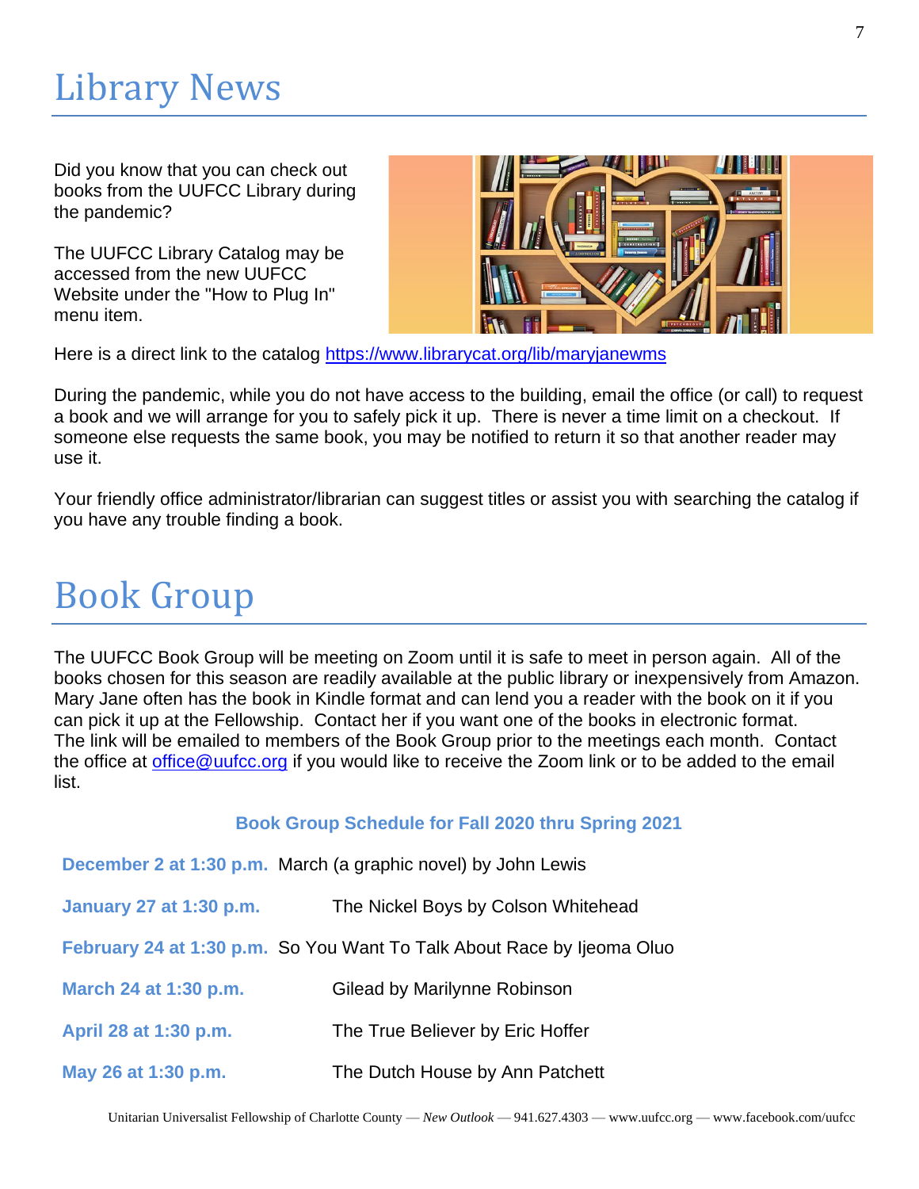# Library News

Did you know that you can check out books from the UUFCC Library during the pandemic?

The UUFCC Library Catalog may be accessed from the new UUFCC Website under the "How to Plug In" menu item.

Here is a direct link to the catalog https://www.librarycat.org/lib/maryjanewms

During the pandemic, while you do not have access to the building, email the office (or call) to request a book and we will arrange for you to safely pick it up. There is never a time limit on a checkout. If someone else requests the same book, you may be notified to return it so that another reader may use it.

Your friendly office administrator/librarian can suggest titles or assist you with searching the catalog if you have any trouble finding a book.

# Book Group

The UUFCC Book Group will be meeting on Zoom until it is safe to meet in person again. All of the books chosen for this season are readily available at the public library or inexpensively from Amazon. Mary Jane often has the book in Kindle format and can lend you a reader with the book on it if you can pick it up at the Fellowship. Contact her if you want one of the books in electronic format. The link will be emailed to members of the Book Group prior to the meetings each month. Contact the office at office@uufcc.org if you would like to receive the Zoom link or to be added to the email list.

**Book Group Schedule for Fall 2020 thru Spring 2021**

| Date | Book |
|---|---|
| **December 2 at 1:30 p.m.** | March (a graphic novel) by John Lewis |
| **January 27 at 1:30 p.m.** | The Nickel Boys by Colson Whitehead |
| **February 24 at 1:30 p.m.** | So You Want To Talk About Race by Ijeoma Oluo |
| **March 24 at 1:30 p.m.** | Gilead by Marilynne Robinson |
| **April 28 at 1:30 p.m.** | The True Believer by Eric Hoffer |
| **May 26 at 1:30 p.m.** | The Dutch House by Ann Patchett |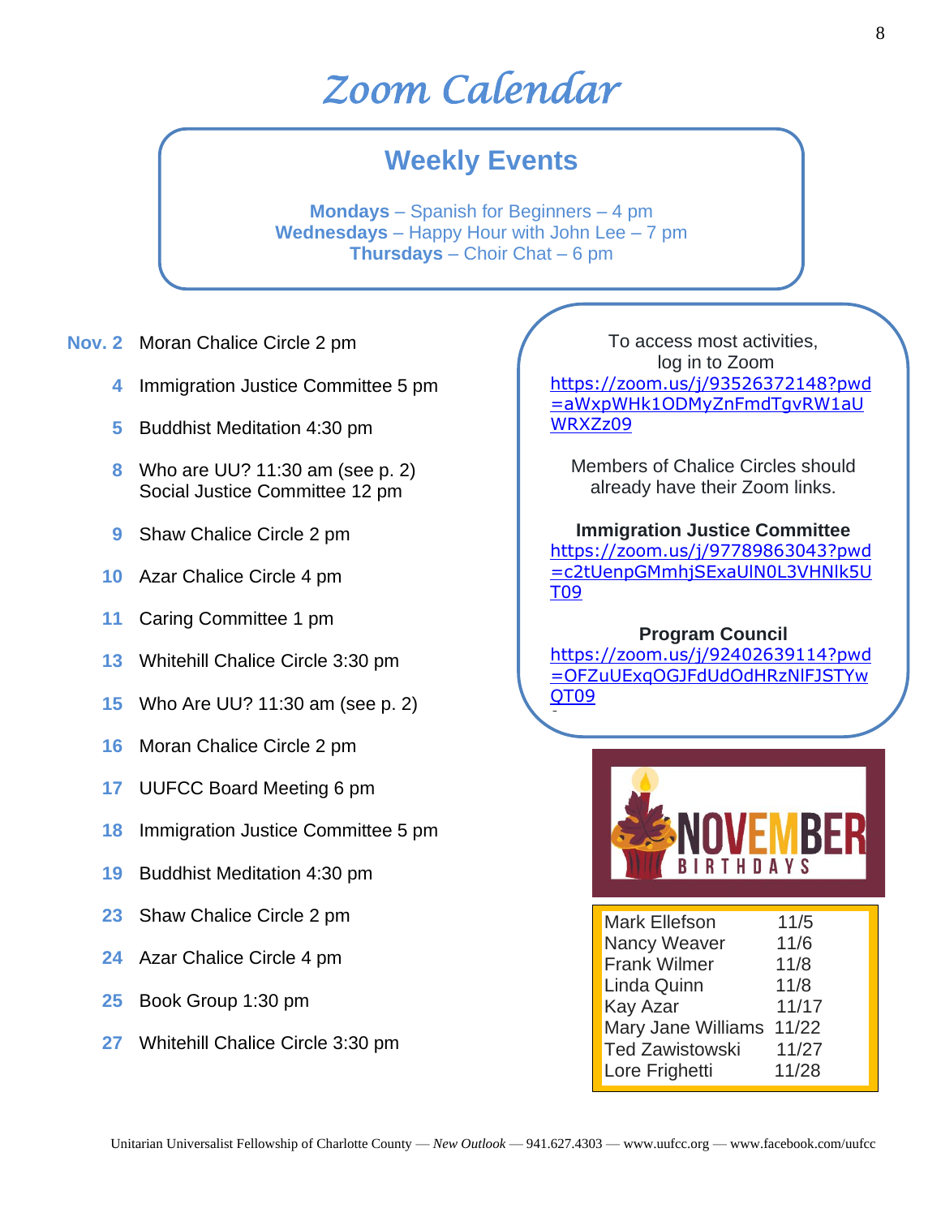# Zoom Calendar

## Weekly Events

**Mondays** – Spanish for Beginners – 4 pm
**Wednesdays** – Happy Hour with John Lee – 7 pm
**Thursdays** – Choir Chat – 6 pm

**Nov. 2** Moran Chalice Circle 2 pm

**4** Immigration Justice Committee 5 pm

**5** Buddhist Meditation 4:30 pm

**8** Who are UU? 11:30 am (see p. 2)
Social Justice Committee 12 pm

**9** Shaw Chalice Circle 2 pm

**10** Azar Chalice Circle 4 pm

**11** Caring Committee 1 pm

**13** Whitehill Chalice Circle 3:30 pm

**15** Who Are UU? 11:30 am (see p. 2)

**16** Moran Chalice Circle 2 pm

**17** UUFCC Board Meeting 6 pm

**18** Immigration Justice Committee 5 pm

**19** Buddhist Meditation 4:30 pm

**23** Shaw Chalice Circle 2 pm

**24** Azar Chalice Circle 4 pm

**25** Book Group 1:30 pm

**27** Whitehill Chalice Circle 3:30 pm

To access most activities, log in to Zoom
https://zoom.us/j/93526372148?pwd=aWxpWHk1ODMyZnFmdTgvRW1aUWRXZz09

Members of Chalice Circles should already have their Zoom links.

**Immigration Justice Committee**
https://zoom.us/j/97789863043?pwd=c2tUenpGMmhjSExaUlN0L3VHNlk5UT09

**Program Council**
https://zoom.us/j/92402639114?pwd=OFZuUExqOGJFdUdOdHRzNlFJSTYwQT09

NOVEMBER BIRTHDAYS

| | |
|---|---|
| Mark Ellefson | 11/5 |
| Nancy Weaver | 11/6 |
| Frank Wilmer | 11/8 |
| Linda Quinn | 11/8 |
| Kay Azar | 11/17 |
| Mary Jane Williams | 11/22 |
| Ted Zawistowski | 11/27 |
| Lore Frighetti | 11/28 |